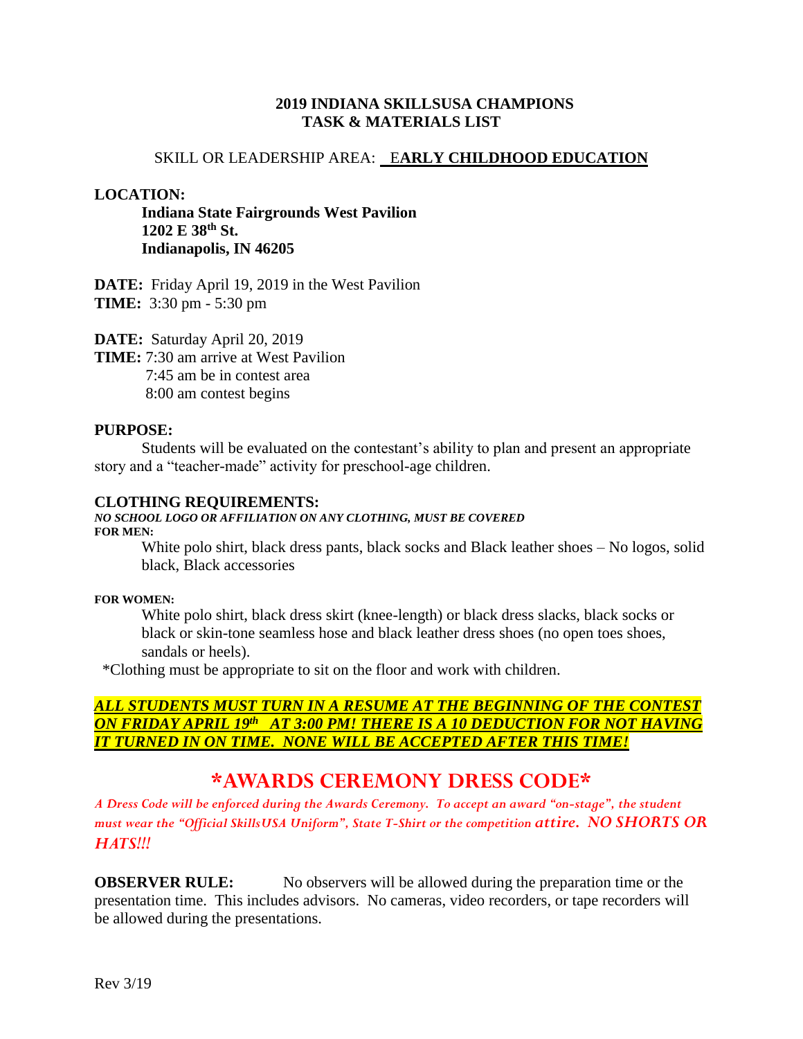# 2019 INDIANA SKILLSUSA CHAMPIONS
## TASK & MATERIALS LIST

SKILL OR LEADERSHIP AREA: **EARLY CHILDHOOD EDUCATION**

**LOCATION:**

**Indiana State Fairgrounds West Pavilion**
**1202 E 38th St.**
**Indianapolis, IN 46205**

**DATE:** Friday April 19, 2019 in the West Pavilion
**TIME:** 3:30 pm - 5:30 pm

**DATE:** Saturday April 20, 2019
**TIME:** 7:30 am arrive at West Pavilion
7:45 am be in contest area
8:00 am contest begins

**PURPOSE:**

Students will be evaluated on the contestant's ability to plan and present an appropriate story and a "teacher-made" activity for preschool-age children.

**CLOTHING REQUIREMENTS:**

***NO SCHOOL LOGO OR AFFILIATION ON ANY CLOTHING, MUST BE COVERED***

**FOR MEN:**

White polo shirt, black dress pants, black socks and Black leather shoes – No logos, solid black, Black accessories

**FOR WOMEN:**

White polo shirt, black dress skirt (knee-length) or black dress slacks, black socks or black or skin-tone seamless hose and black leather dress shoes (no open toes shoes, sandals or heels).

*Clothing must be appropriate to sit on the floor and work with children.

***ALL STUDENTS MUST TURN IN A RESUME AT THE BEGINNING OF THE CONTEST ON FRIDAY APRIL 19th AT 3:00 PM! THERE IS A 10 DEDUCTION FOR NOT HAVING IT TURNED IN ON TIME. NONE WILL BE ACCEPTED AFTER THIS TIME!***

## *AWARDS CEREMONY DRESS CODE*

*A Dress Code will be enforced during the Awards Ceremony. To accept an award "on-stage", the student must wear the "Official SkillsUSA Uniform", State T-Shirt or the competition attire. NO SHORTS OR HATS!!!*

**OBSERVER RULE:** No observers will be allowed during the preparation time or the presentation time. This includes advisors. No cameras, video recorders, or tape recorders will be allowed during the presentations.

Rev 3/19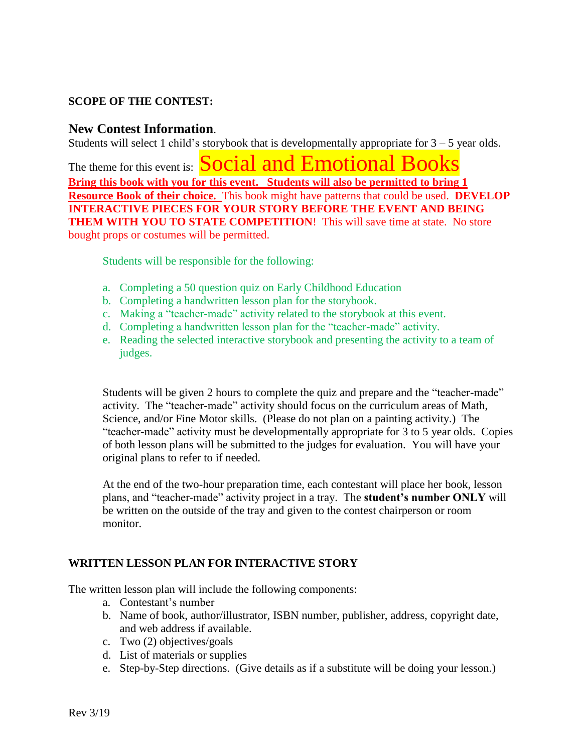**SCOPE OF THE CONTEST:**

## New Contest Information.

Students will select 1 child's storybook that is developmentally appropriate for 3 – 5 year olds.

The theme for this event is: Social and Emotional Books

**Bring this book with you for this event. Students will also be permitted to bring 1 Resource Book of their choice.** This book might have patterns that could be used. **DEVELOP INTERACTIVE PIECES FOR YOUR STORY BEFORE THE EVENT AND BEING THEM WITH YOU TO STATE COMPETITION**! This will save time at state. No store bought props or costumes will be permitted.

Students will be responsible for the following:

a. Completing a 50 question quiz on Early Childhood Education
b. Completing a handwritten lesson plan for the storybook.
c. Making a "teacher-made" activity related to the storybook at this event.
d. Completing a handwritten lesson plan for the "teacher-made" activity.
e. Reading the selected interactive storybook and presenting the activity to a team of judges.

Students will be given 2 hours to complete the quiz and prepare and the "teacher-made" activity. The "teacher-made" activity should focus on the curriculum areas of Math, Science, and/or Fine Motor skills. (Please do not plan on a painting activity.) The "teacher-made" activity must be developmentally appropriate for 3 to 5 year olds. Copies of both lesson plans will be submitted to the judges for evaluation. You will have your original plans to refer to if needed.

At the end of the two-hour preparation time, each contestant will place her book, lesson plans, and "teacher-made" activity project in a tray. The **student's number ONLY** will be written on the outside of the tray and given to the contest chairperson or room monitor.

**WRITTEN LESSON PLAN FOR INTERACTIVE STORY**

The written lesson plan will include the following components:

a. Contestant's number
b. Name of book, author/illustrator, ISBN number, publisher, address, copyright date, and web address if available.
c. Two (2) objectives/goals
d. List of materials or supplies
e. Step-by-Step directions. (Give details as if a substitute will be doing your lesson.)

Rev 3/19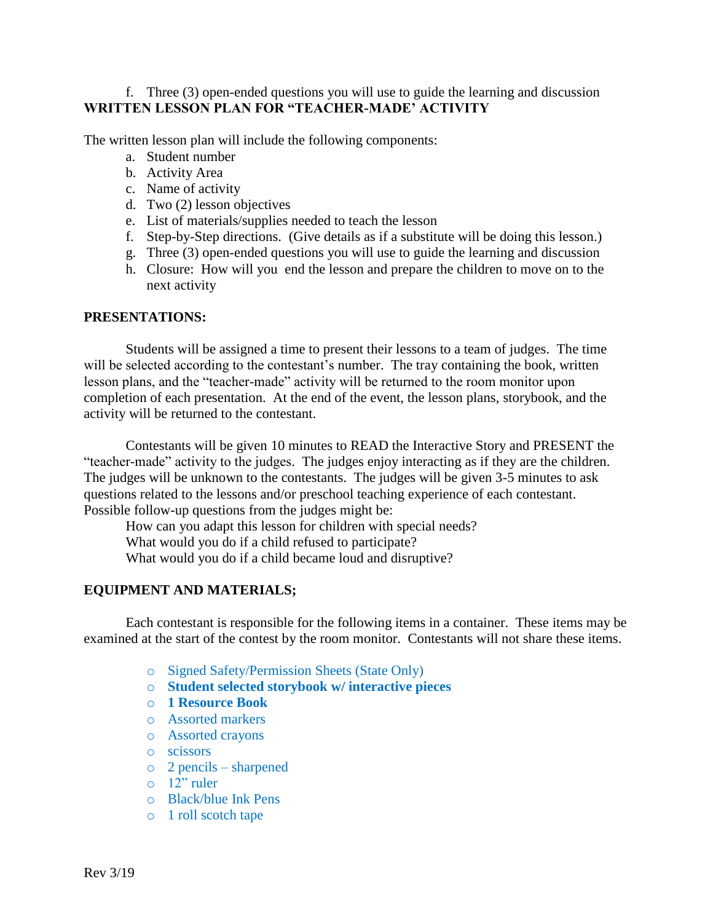f. Three (3) open-ended questions you will use to guide the learning and discussion

**WRITTEN LESSON PLAN FOR "TEACHER-MADE' ACTIVITY**

The written lesson plan will include the following components:

a. Student number
b. Activity Area
c. Name of activity
d. Two (2) lesson objectives
e. List of materials/supplies needed to teach the lesson
f. Step-by-Step directions. (Give details as if a substitute will be doing this lesson.)
g. Three (3) open-ended questions you will use to guide the learning and discussion
h. Closure: How will you end the lesson and prepare the children to move on to the next activity

**PRESENTATIONS:**

Students will be assigned a time to present their lessons to a team of judges. The time will be selected according to the contestant's number. The tray containing the book, written lesson plans, and the "teacher-made" activity will be returned to the room monitor upon completion of each presentation. At the end of the event, the lesson plans, storybook, and the activity will be returned to the contestant.

Contestants will be given 10 minutes to READ the Interactive Story and PRESENT the "teacher-made" activity to the judges. The judges enjoy interacting as if they are the children. The judges will be unknown to the contestants. The judges will be given 3-5 minutes to ask questions related to the lessons and/or preschool teaching experience of each contestant. Possible follow-up questions from the judges might be:

How can you adapt this lesson for children with special needs?
What would you do if a child refused to participate?
What would you do if a child became loud and disruptive?

**EQUIPMENT AND MATERIALS;**

Each contestant is responsible for the following items in a container. These items may be examined at the start of the contest by the room monitor. Contestants will not share these items.

- Signed Safety/Permission Sheets (State Only)
- **Student selected storybook w/ interactive pieces**
- **1 Resource Book**
- Assorted markers
- Assorted crayons
- scissors
- 2 pencils – sharpened
- 12" ruler
- Black/blue Ink Pens
- 1 roll scotch tape

Rev 3/19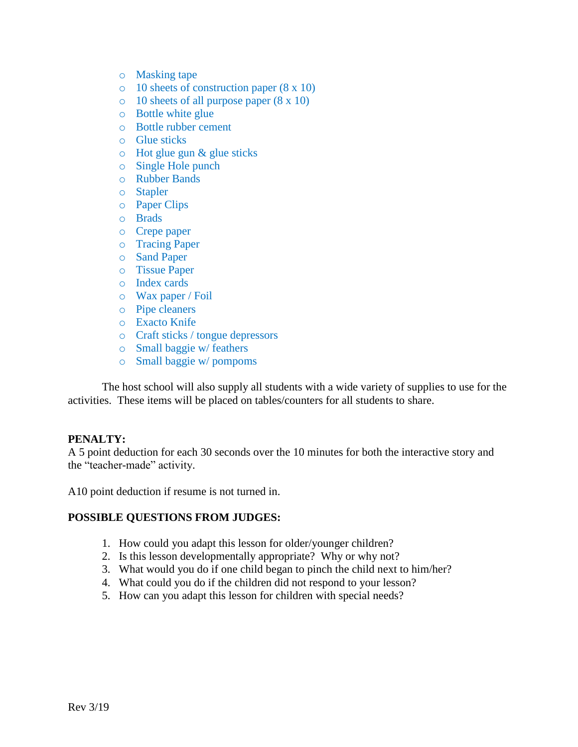- Masking tape
- 10 sheets of construction paper (8 x 10)
- 10 sheets of all purpose paper (8 x 10)
- Bottle white glue
- Bottle rubber cement
- Glue sticks
- Hot glue gun & glue sticks
- Single Hole punch
- Rubber Bands
- Stapler
- Paper Clips
- Brads
- Crepe paper
- Tracing Paper
- Sand Paper
- Tissue Paper
- Index cards
- Wax paper / Foil
- Pipe cleaners
- Exacto Knife
- Craft sticks / tongue depressors
- Small baggie w/ feathers
- Small baggie w/ pompoms

The host school will also supply all students with a wide variety of supplies to use for the activities. These items will be placed on tables/counters for all students to share.

**PENALTY:**

A 5 point deduction for each 30 seconds over the 10 minutes for both the interactive story and the "teacher-made" activity.

A10 point deduction if resume is not turned in.

**POSSIBLE QUESTIONS FROM JUDGES:**

1. How could you adapt this lesson for older/younger children?
2. Is this lesson developmentally appropriate? Why or why not?
3. What would you do if one child began to pinch the child next to him/her?
4. What could you do if the children did not respond to your lesson?
5. How can you adapt this lesson for children with special needs?

Rev 3/19